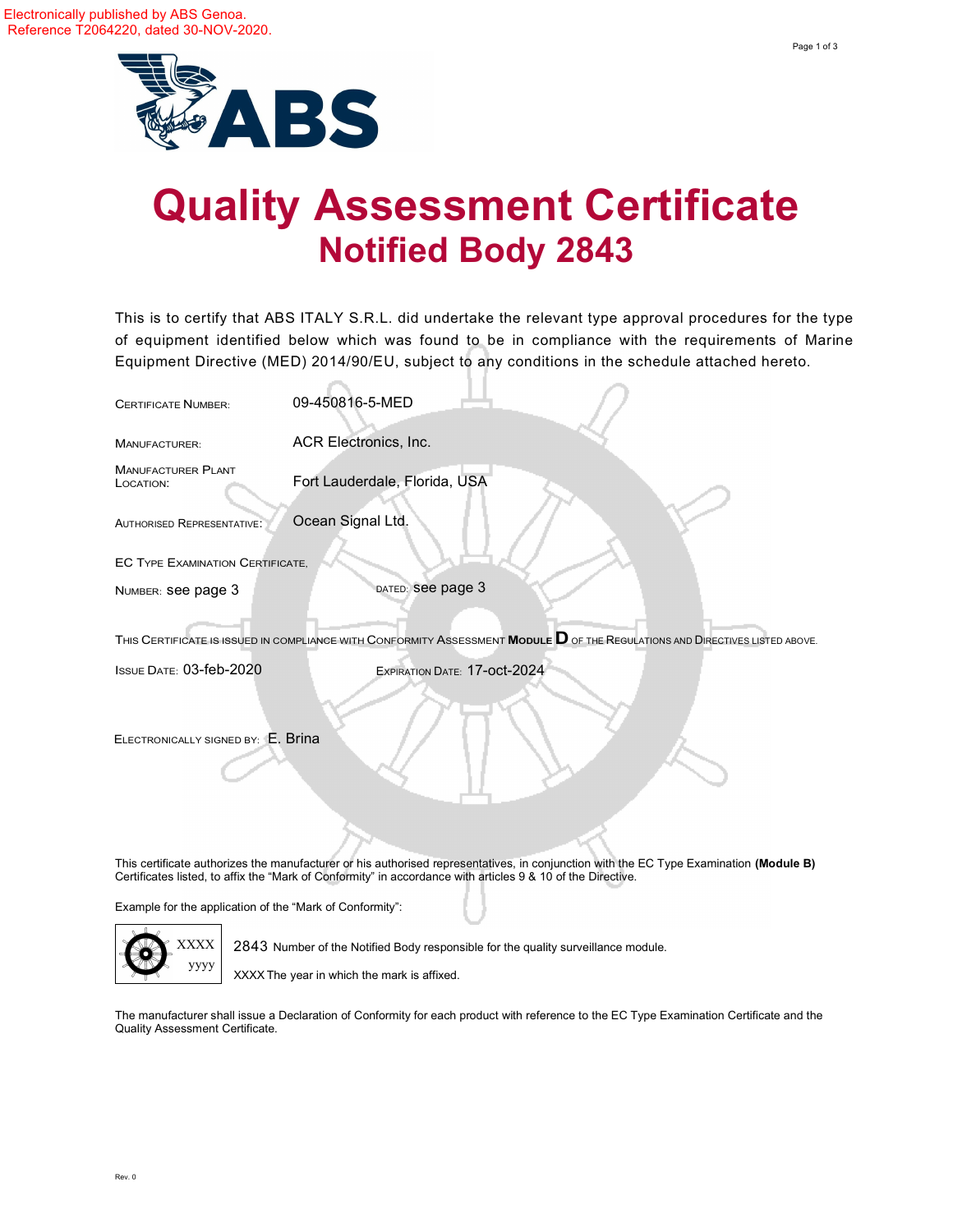Electronically published by ABS Genoa.
Reference T2064220, dated 30-NOV-2020.

ABS

# Quality Assessment Certificate
## Notified Body 2843

This is to certify that ABS ITALY S.R.L. did undertake the relevant type approval procedures for the type of equipment identified below which was found to be in compliance with the requirements of Marine Equipment Directive (MED) 2014/90/EU, subject to any conditions in the schedule attached hereto.

CERTIFICATE NUMBER: 09-450816-5-MED

MANUFACTURER: ACR Electronics, Inc.

MANUFACTURER PLANT LOCATION: Fort Lauderdale, Florida, USA

AUTHORISED REPRESENTATIVE: Ocean Signal Ltd.

EC TYPE EXAMINATION CERTIFICATE,

NUMBER: see page 3 DATED: see page 3

THIS CERTIFICATE IS ISSUED IN COMPLIANCE WITH CONFORMITY ASSESSMENT **MODULE D** OF THE REGULATIONS AND DIRECTIVES LISTED ABOVE.

ISSUE DATE: 03-feb-2020 EXPIRATION DATE: 17-oct-2024

ELECTRONICALLY SIGNED BY: E. Brina

This certificate authorizes the manufacturer or his authorised representatives, in conjunction with the EC Type Examination **(Module B)** Certificates listed, to affix the "Mark of Conformity" in accordance with articles 9 & 10 of the Directive.

Example for the application of the "Mark of Conformity":

XXXX
yyyy

2843 Number of the Notified Body responsible for the quality surveillance module.

XXXX The year in which the mark is affixed.

The manufacturer shall issue a Declaration of Conformity for each product with reference to the EC Type Examination Certificate and the Quality Assessment Certificate.

Rev. 0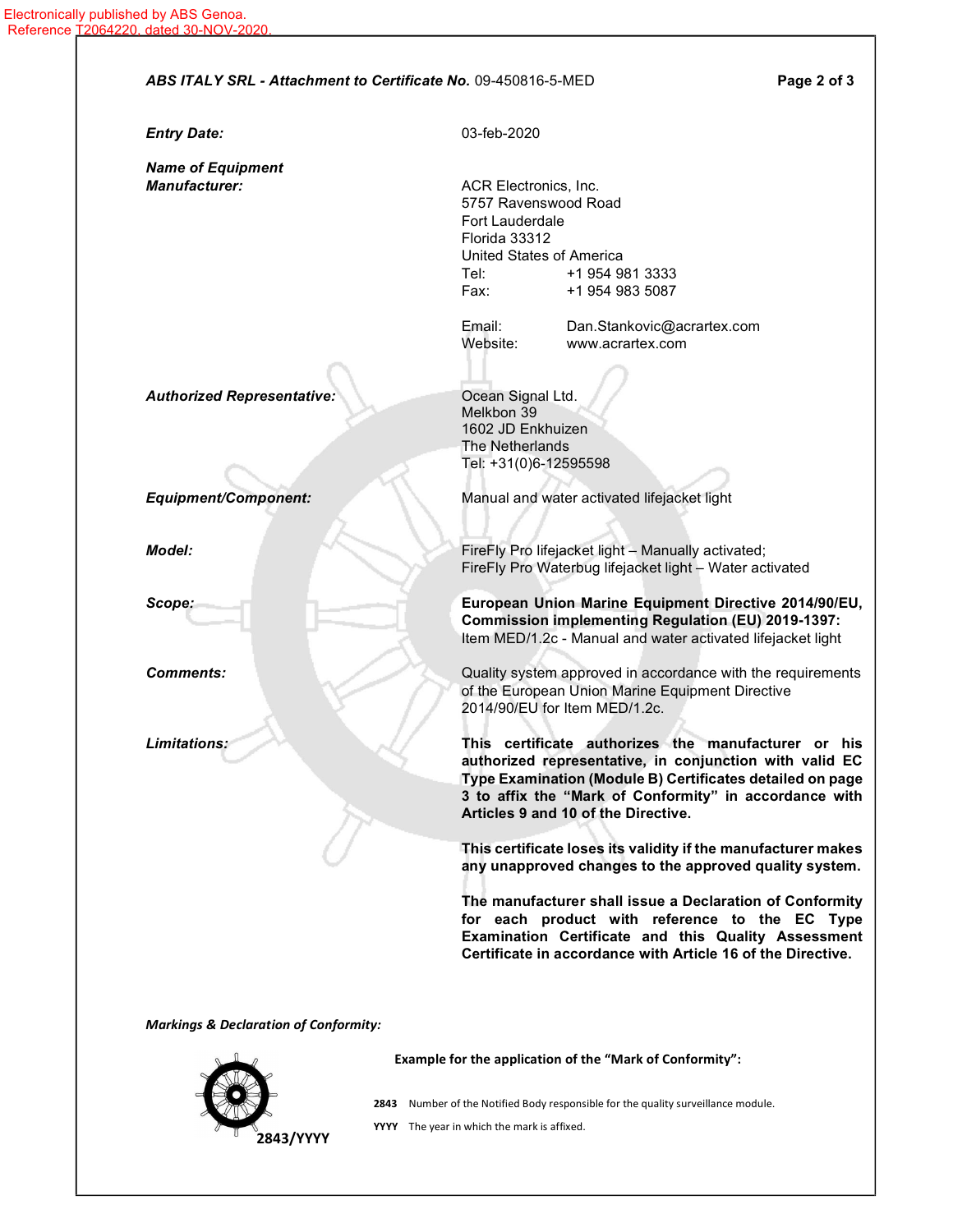Electronically published by ABS Genoa.
Reference T2064220, dated 30-NOV-2020.

***ABS ITALY SRL - Attachment to Certificate No.*** 09-450816-5-MED

| | |
|---|---|
| ***Entry Date:*** | 03-feb-2020 |
| ***Name of Equipment Manufacturer:*** | ACR Electronics, Inc.<br>5757 Ravenswood Road<br>Fort Lauderdale<br>Florida 33312<br>United States of America<br>Tel: +1 954 981 3333<br>Fax: +1 954 983 5087<br><br>Email: Dan.Stankovic@acrartex.com<br>Website: www.acrartex.com |
| ***Authorized Representative:*** | Ocean Signal Ltd.<br>Melkbon 39<br>1602 JD Enkhuizen<br>The Netherlands<br>Tel: +31(0)6-12595598 |
| ***Equipment/Component:*** | Manual and water activated lifejacket light |
| ***Model:*** | FireFly Pro lifejacket light – Manually activated;<br>FireFly Pro Waterbug lifejacket light – Water activated |
| ***Scope:*** | **European Union Marine Equipment Directive 2014/90/EU, Commission implementing Regulation (EU) 2019-1397:**<br>Item MED/1.2c - Manual and water activated lifejacket light |
| ***Comments:*** | Quality system approved in accordance with the requirements of the European Union Marine Equipment Directive 2014/90/EU for Item MED/1.2c. |
| ***Limitations:*** | **This certificate authorizes the manufacturer or his authorized representative, in conjunction with valid EC Type Examination (Module B) Certificates detailed on page 3 to affix the "Mark of Conformity" in accordance with Articles 9 and 10 of the Directive.**<br><br>**This certificate loses its validity if the manufacturer makes any unapproved changes to the approved quality system.**<br><br>**The manufacturer shall issue a Declaration of Conformity for each product with reference to the EC Type Examination Certificate and this Quality Assessment Certificate in accordance with Article 16 of the Directive.** |

***Markings & Declaration of Conformity:***

**Example for the application of the "Mark of Conformity":**

**2843/YYYY**

**2843** Number of the Notified Body responsible for the quality surveillance module.

**YYYY** The year in which the mark is affixed.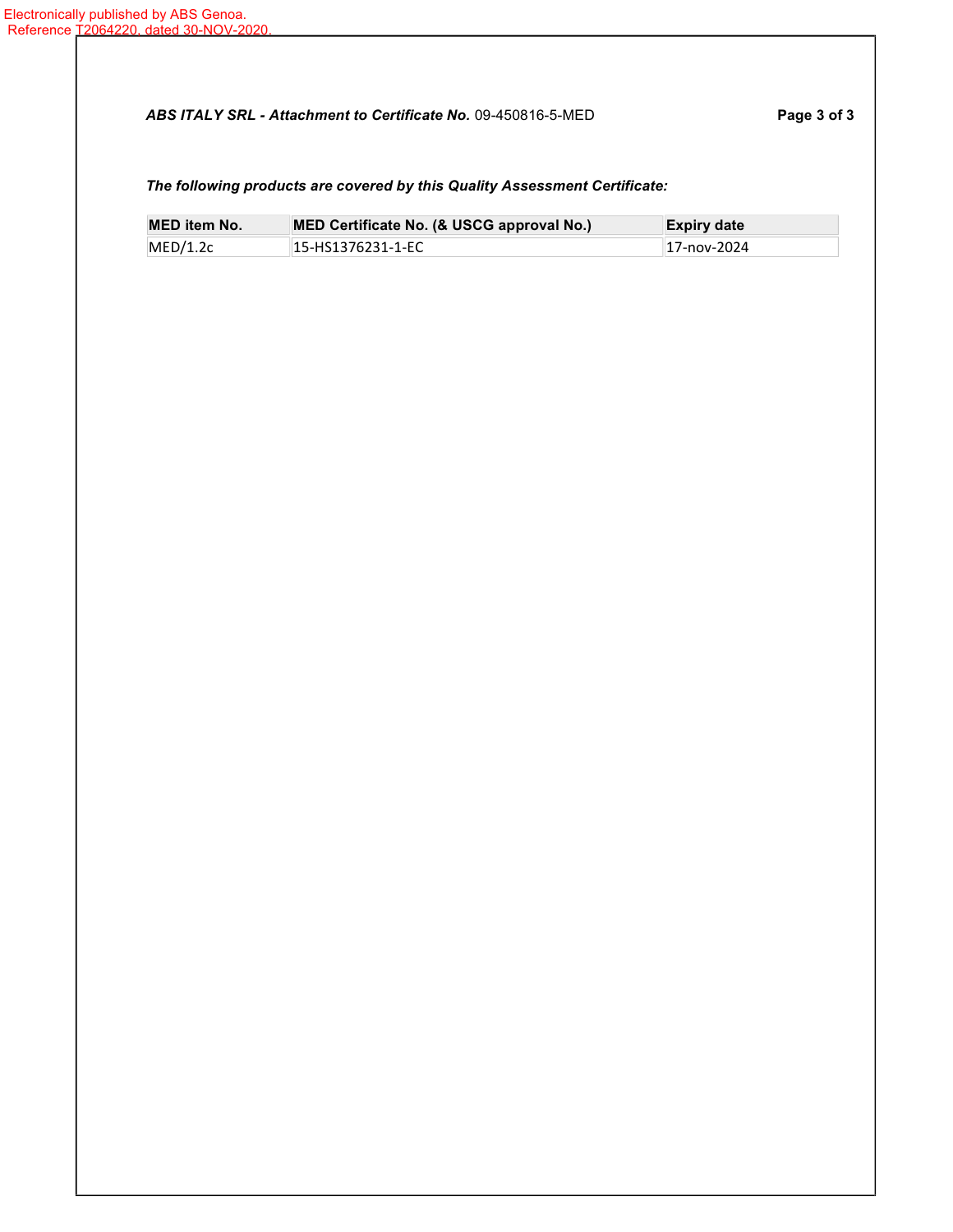Electronically published by ABS Genoa.
Reference T2064220, dated 30-NOV-2020.

***ABS ITALY SRL - Attachment to Certificate No.*** 09-450816-5-MED

***The following products are covered by this Quality Assessment Certificate:***

| MED item No. | MED Certificate No. (& USCG approval No.) | Expiry date |
|---|---|---|
| MED/1.2c | 15-HS1376231-1-EC | 17-nov-2024 |